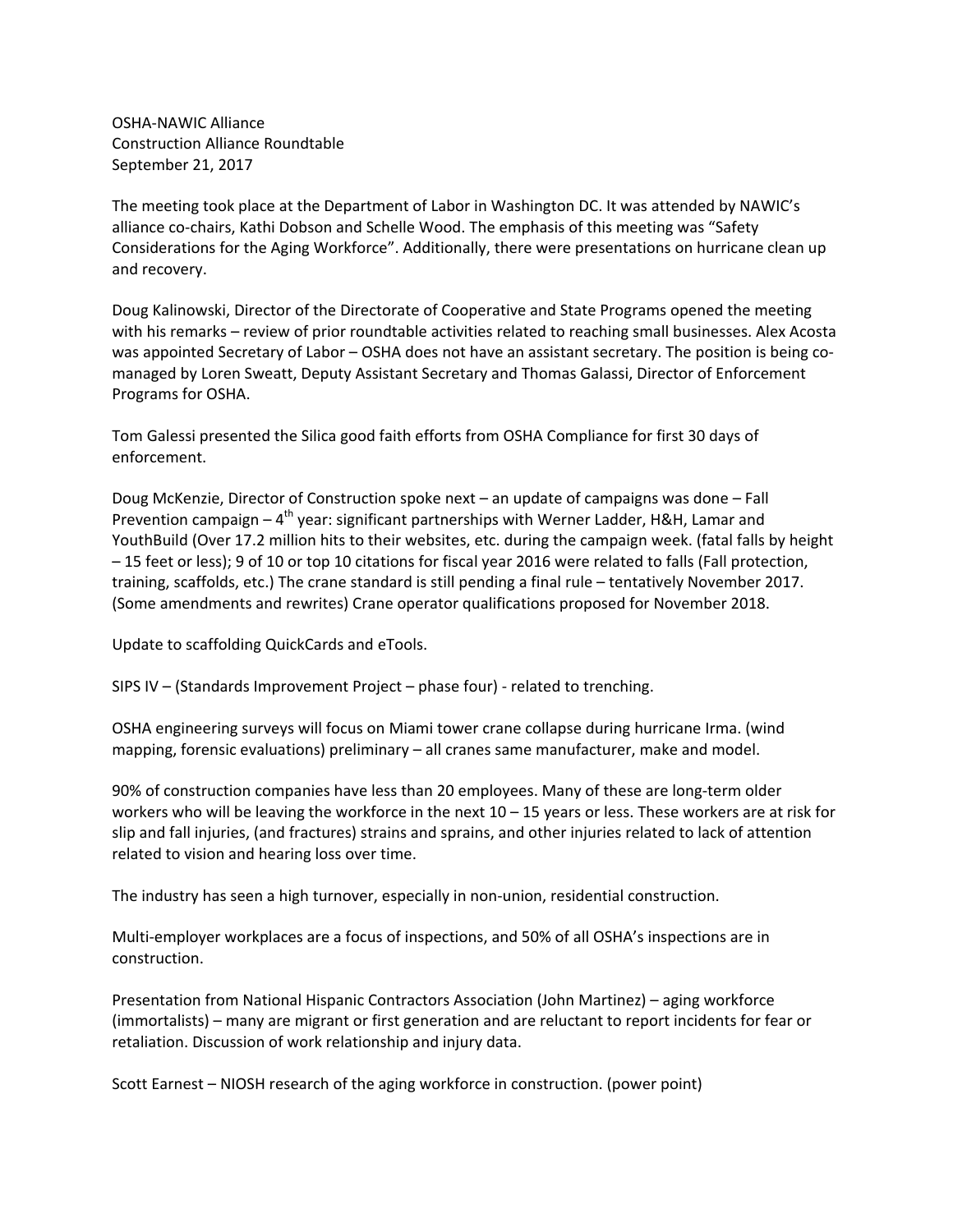OSHA-NAWIC Alliance
Construction Alliance Roundtable
September 21, 2017

The meeting took place at the Department of Labor in Washington DC. It was attended by NAWIC's alliance co-chairs, Kathi Dobson and Schelle Wood. The emphasis of this meeting was "Safety Considerations for the Aging Workforce". Additionally, there were presentations on hurricane clean up and recovery.

Doug Kalinowski, Director of the Directorate of Cooperative and State Programs opened the meeting with his remarks – review of prior roundtable activities related to reaching small businesses. Alex Acosta was appointed Secretary of Labor – OSHA does not have an assistant secretary. The position is being co-managed by Loren Sweatt, Deputy Assistant Secretary and Thomas Galassi, Director of Enforcement Programs for OSHA.

Tom Galessi presented the Silica good faith efforts from OSHA Compliance for first 30 days of enforcement.

Doug McKenzie, Director of Construction spoke next – an update of campaigns was done – Fall Prevention campaign – 4th year: significant partnerships with Werner Ladder, H&H, Lamar and YouthBuild (Over 17.2 million hits to their websites, etc. during the campaign week. (fatal falls by height – 15 feet or less); 9 of 10 or top 10 citations for fiscal year 2016 were related to falls (Fall protection, training, scaffolds, etc.) The crane standard is still pending a final rule – tentatively November 2017. (Some amendments and rewrites) Crane operator qualifications proposed for November 2018.

Update to scaffolding QuickCards and eTools.

SIPS IV – (Standards Improvement Project – phase four) - related to trenching.

OSHA engineering surveys will focus on Miami tower crane collapse during hurricane Irma. (wind mapping, forensic evaluations) preliminary – all cranes same manufacturer, make and model.

90% of construction companies have less than 20 employees. Many of these are long-term older workers who will be leaving the workforce in the next 10 – 15 years or less. These workers are at risk for slip and fall injuries, (and fractures) strains and sprains, and other injuries related to lack of attention related to vision and hearing loss over time.

The industry has seen a high turnover, especially in non-union, residential construction.

Multi-employer workplaces are a focus of inspections, and 50% of all OSHA's inspections are in construction.

Presentation from National Hispanic Contractors Association (John Martinez) – aging workforce (immortalists) – many are migrant or first generation and are reluctant to report incidents for fear or retaliation. Discussion of work relationship and injury data.

Scott Earnest – NIOSH research of the aging workforce in construction. (power point)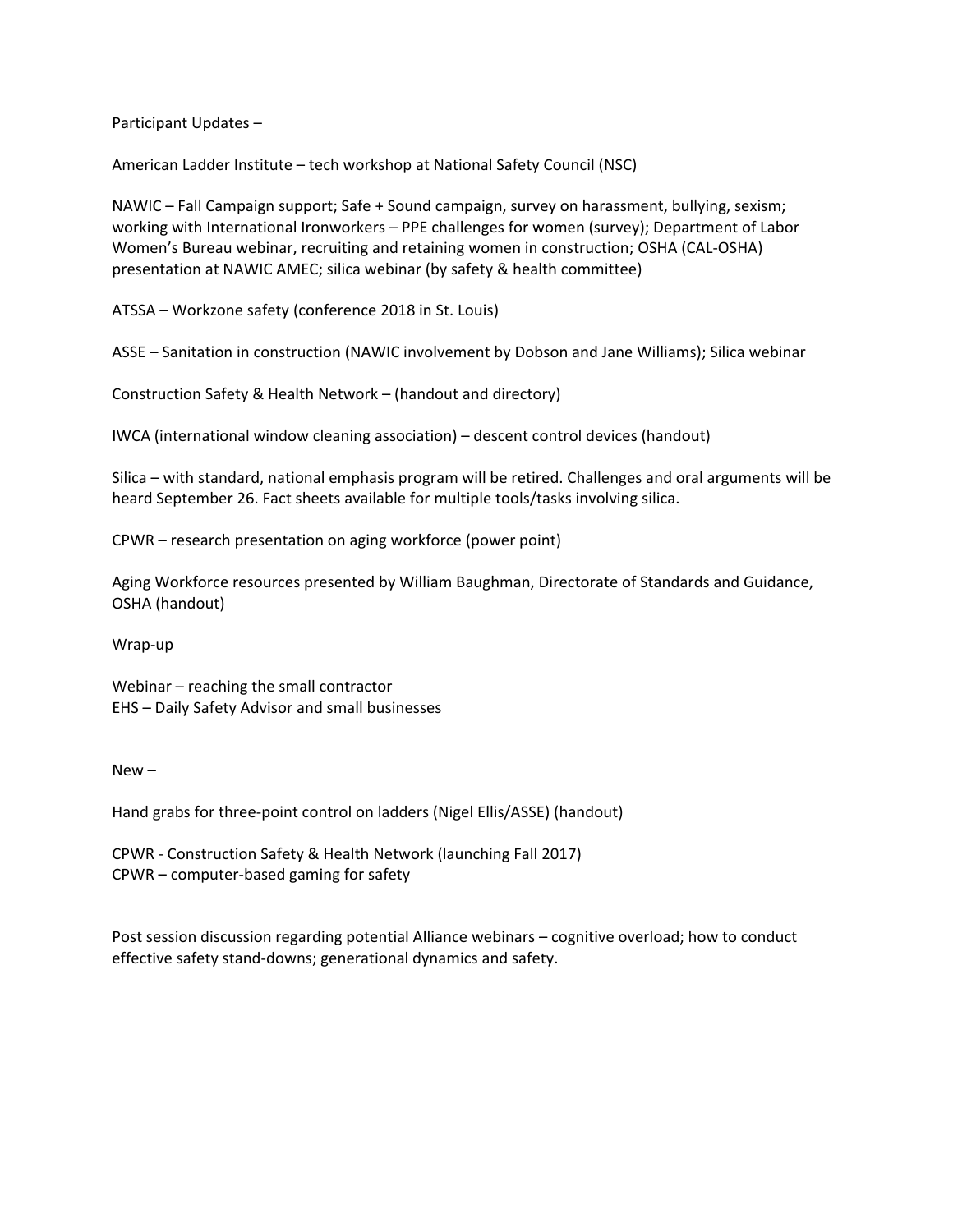Participant Updates –

American Ladder Institute – tech workshop at National Safety Council (NSC)

NAWIC – Fall Campaign support; Safe + Sound campaign, survey on harassment, bullying, sexism; working with International Ironworkers – PPE challenges for women (survey); Department of Labor Women's Bureau webinar, recruiting and retaining women in construction; OSHA (CAL-OSHA) presentation at NAWIC AMEC; silica webinar (by safety & health committee)

ATSSA – Workzone safety (conference 2018 in St. Louis)

ASSE – Sanitation in construction (NAWIC involvement by Dobson and Jane Williams); Silica webinar

Construction Safety & Health Network – (handout and directory)

IWCA (international window cleaning association) – descent control devices (handout)

Silica – with standard, national emphasis program will be retired. Challenges and oral arguments will be heard September 26. Fact sheets available for multiple tools/tasks involving silica.

CPWR – research presentation on aging workforce (power point)

Aging Workforce resources presented by William Baughman, Directorate of Standards and Guidance, OSHA (handout)

Wrap-up

Webinar – reaching the small contractor
EHS – Daily Safety Advisor and small businesses

New –

Hand grabs for three-point control on ladders (Nigel Ellis/ASSE) (handout)

CPWR - Construction Safety & Health Network (launching Fall 2017)
CPWR – computer-based gaming for safety

Post session discussion regarding potential Alliance webinars – cognitive overload; how to conduct effective safety stand-downs; generational dynamics and safety.